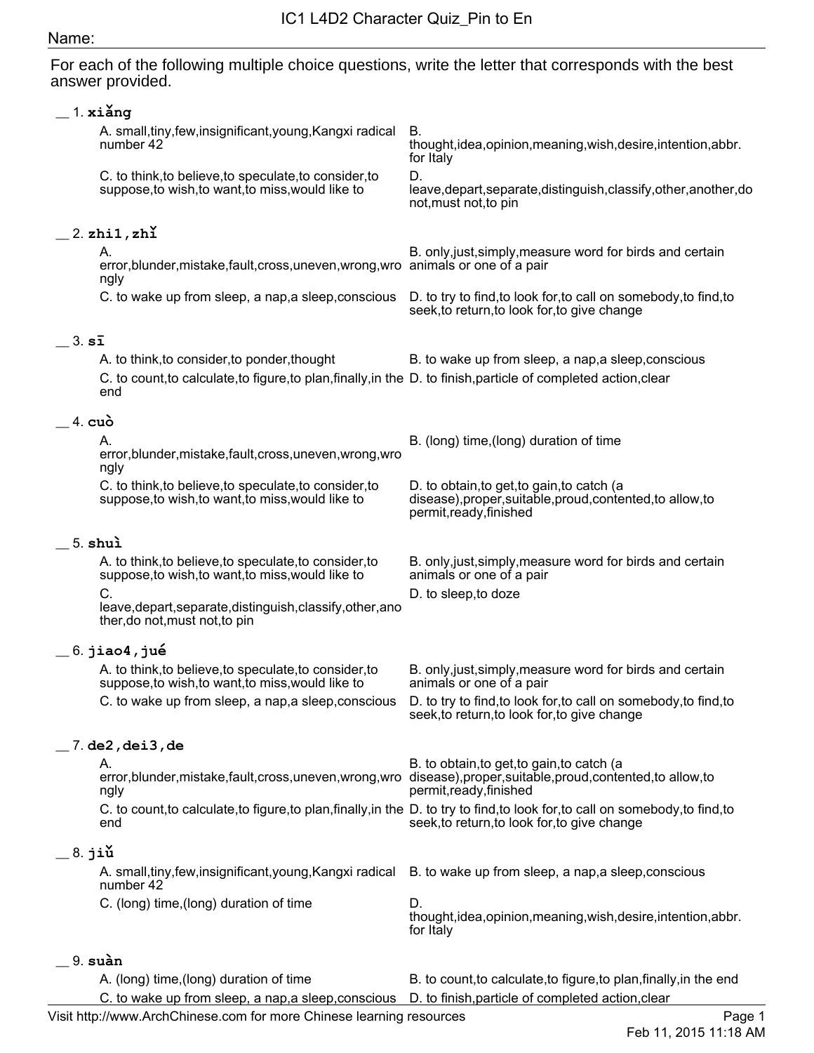# IC1 L4D2 Character Quiz_Pin to En

Name:

For each of the following multiple choice questions, write the letter that corresponds with the best answer provided.

__ 1. **xiǎng**

A. small,tiny,few,insignificant,young,Kangxi radical number 42

B. thought,idea,opinion,meaning,wish,desire,intention,abbr. for Italy

C. to think,to believe,to speculate,to consider,to suppose,to wish,to want,to miss,would like to

D. leave,depart,separate,distinguish,classify,other,another,do not,must not,to pin

__ 2. **zhi1,zhǐ**

A. error,blunder,mistake,fault,cross,uneven,wrong,wrongly

B. only,just,simply,measure word for birds and certain animals or one of a pair

C. to wake up from sleep, a nap,a sleep,conscious

D. to try to find,to look for,to call on somebody,to find,to seek,to return,to look for,to give change

__ 3. **sī**

A. to think,to consider,to ponder,thought

B. to wake up from sleep, a nap,a sleep,conscious

C. to count,to calculate,to figure,to plan,finally,in the end

D. to finish,particle of completed action,clear

__ 4. **cuò**

A. error,blunder,mistake,fault,cross,uneven,wrong,wrongly

B. (long) time,(long) duration of time

C. to think,to believe,to speculate,to consider,to suppose,to wish,to want,to miss,would like to

D. to obtain,to get,to gain,to catch (a disease),proper,suitable,proud,contented,to allow,to permit,ready,finished

__ 5. **shuì**

A. to think,to believe,to speculate,to consider,to suppose,to wish,to want,to miss,would like to

B. only,just,simply,measure word for birds and certain animals or one of a pair

C. leave,depart,separate,distinguish,classify,other,another,do not,must not,to pin

D. to sleep,to doze

__ 6. **jiao4,jué**

A. to think,to believe,to speculate,to consider,to suppose,to wish,to want,to miss,would like to

B. only,just,simply,measure word for birds and certain animals or one of a pair

C. to wake up from sleep, a nap,a sleep,conscious

D. to try to find,to look for,to call on somebody,to find,to seek,to return,to look for,to give change

__ 7. **de2,dei3,de**

A. error,blunder,mistake,fault,cross,uneven,wrong,wrongly

B. to obtain,to get,to gain,to catch (a disease),proper,suitable,proud,contented,to allow,to permit,ready,finished

C. to count,to calculate,to figure,to plan,finally,in the end

D. to try to find,to look for,to call on somebody,to find,to seek,to return,to look for,to give change

__ 8. **jiǔ**

A. small,tiny,few,insignificant,young,Kangxi radical number 42

B. to wake up from sleep, a nap,a sleep,conscious

C. (long) time,(long) duration of time

D. thought,idea,opinion,meaning,wish,desire,intention,abbr. for Italy

__ 9. **suàn**

A. (long) time,(long) duration of time

B. to count,to calculate,to figure,to plan,finally,in the end

C. to wake up from sleep, a nap,a sleep,conscious

D. to finish,particle of completed action,clear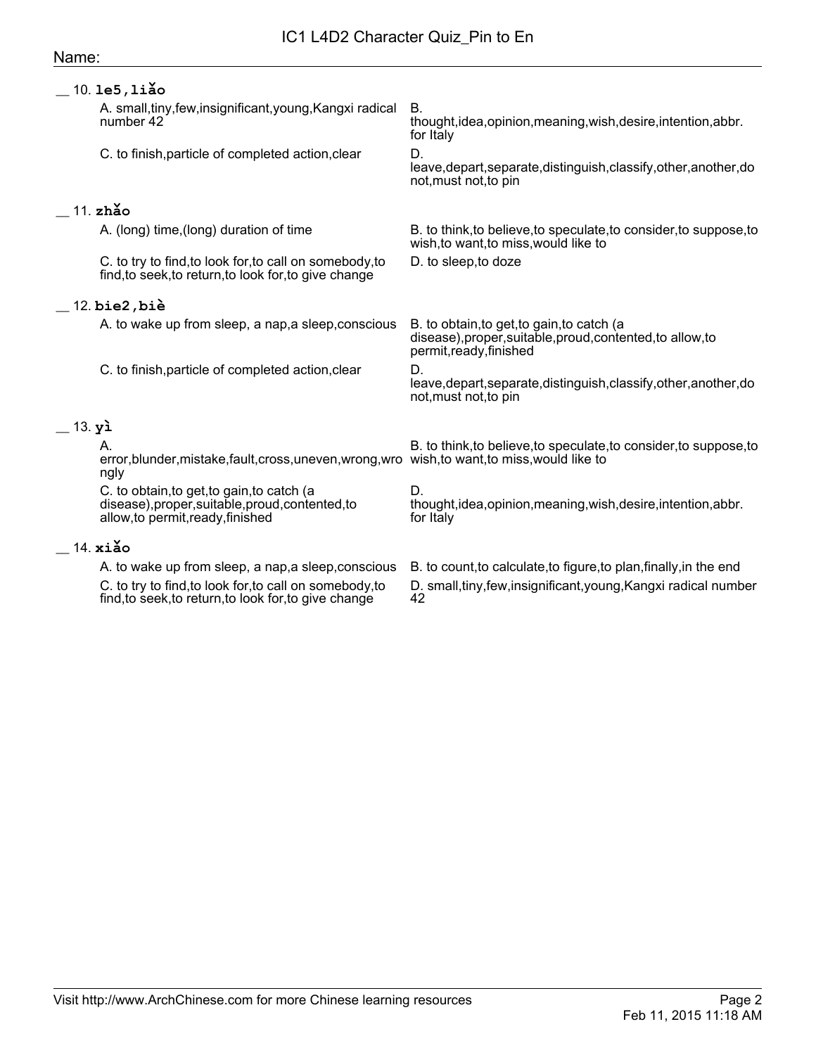# IC1 L4D2 Character Quiz_Pin to En

Name:

__ 10. **le5,liǎo**

A. small,tiny,few,insignificant,young,Kangxi radical number 42

B. thought,idea,opinion,meaning,wish,desire,intention,abbr. for Italy

C. to finish,particle of completed action,clear

D. leave,depart,separate,distinguish,classify,other,another,do not,must not,to pin

__ 11. **zhǎo**

A. (long) time,(long) duration of time

B. to think,to believe,to speculate,to consider,to suppose,to wish,to want,to miss,would like to

C. to try to find,to look for,to call on somebody,to find,to seek,to return,to look for,to give change

D. to sleep,to doze

__ 12. **bie2,biè**

A. to wake up from sleep, a nap,a sleep,conscious

B. to obtain,to get,to gain,to catch (a disease),proper,suitable,proud,contented,to allow,to permit,ready,finished

C. to finish,particle of completed action,clear

D. leave,depart,separate,distinguish,classify,other,another,do not,must not,to pin

__ 13. **yì**

A. error,blunder,mistake,fault,cross,uneven,wrong,wrongly

B. to think,to believe,to speculate,to consider,to suppose,to wish,to want,to miss,would like to

C. to obtain,to get,to gain,to catch (a disease),proper,suitable,proud,contented,to allow,to permit,ready,finished

D. thought,idea,opinion,meaning,wish,desire,intention,abbr. for Italy

__ 14. **xiǎo**

A. to wake up from sleep, a nap,a sleep,conscious

B. to count,to calculate,to figure,to plan,finally,in the end

C. to try to find,to look for,to call on somebody,to find,to seek,to return,to look for,to give change

D. small,tiny,few,insignificant,young,Kangxi radical number 42

Visit http://www.ArchChinese.com for more Chinese learning resources

Feb 11, 2015 11:18 AM